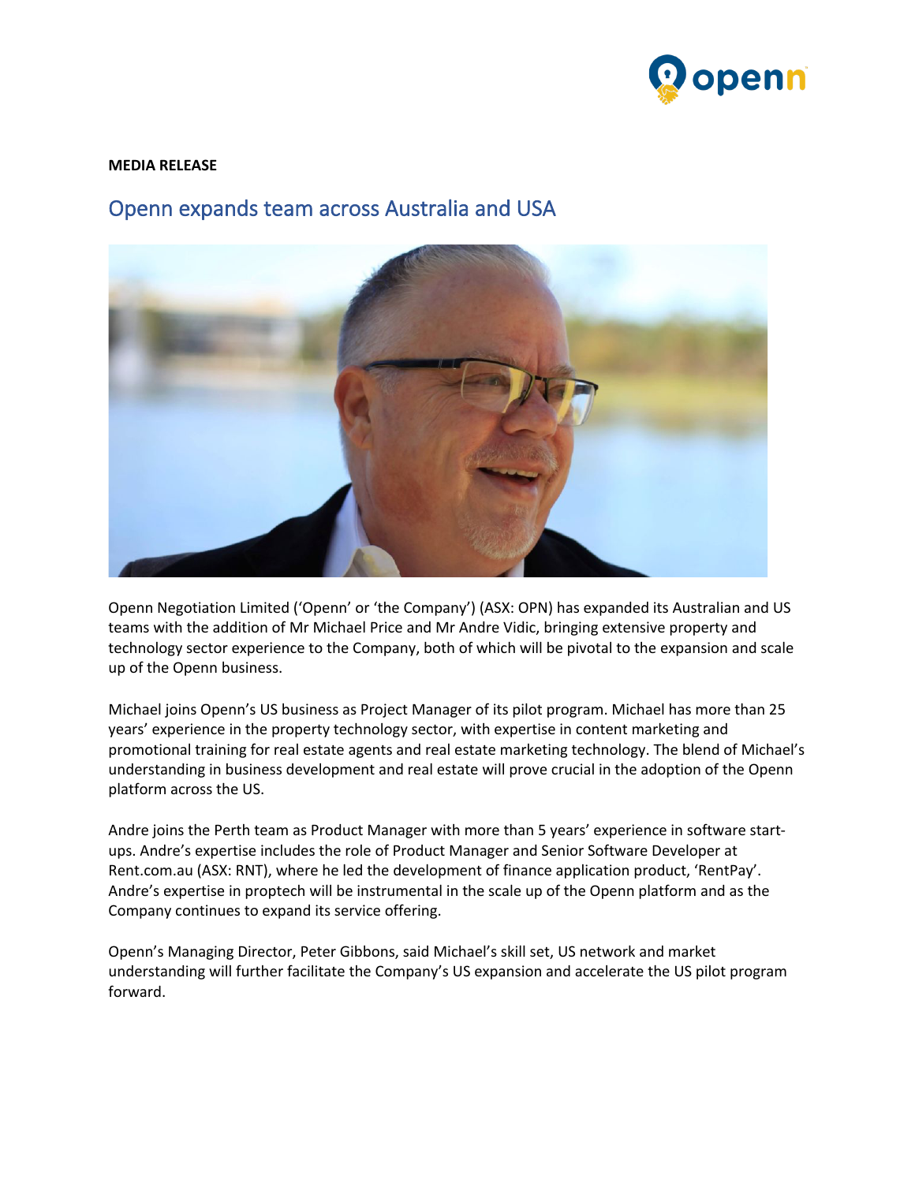**MEDIA RELEASE**

# Openn expands team across Australia and USA

Openn Negotiation Limited ('Openn' or 'the Company') (ASX: OPN) has expanded its Australian and US teams with the addition of Mr Michael Price and Mr Andre Vidic, bringing extensive property and technology sector experience to the Company, both of which will be pivotal to the expansion and scale up of the Openn business.

Michael joins Openn's US business as Project Manager of its pilot program. Michael has more than 25 years' experience in the property technology sector, with expertise in content marketing and promotional training for real estate agents and real estate marketing technology. The blend of Michael's understanding in business development and real estate will prove crucial in the adoption of the Openn platform across the US.

Andre joins the Perth team as Product Manager with more than 5 years' experience in software start-ups. Andre's expertise includes the role of Product Manager and Senior Software Developer at Rent.com.au (ASX: RNT), where he led the development of finance application product, 'RentPay'. Andre's expertise in proptech will be instrumental in the scale up of the Openn platform and as the Company continues to expand its service offering.

Openn's Managing Director, Peter Gibbons, said Michael's skill set, US network and market understanding will further facilitate the Company's US expansion and accelerate the US pilot program forward.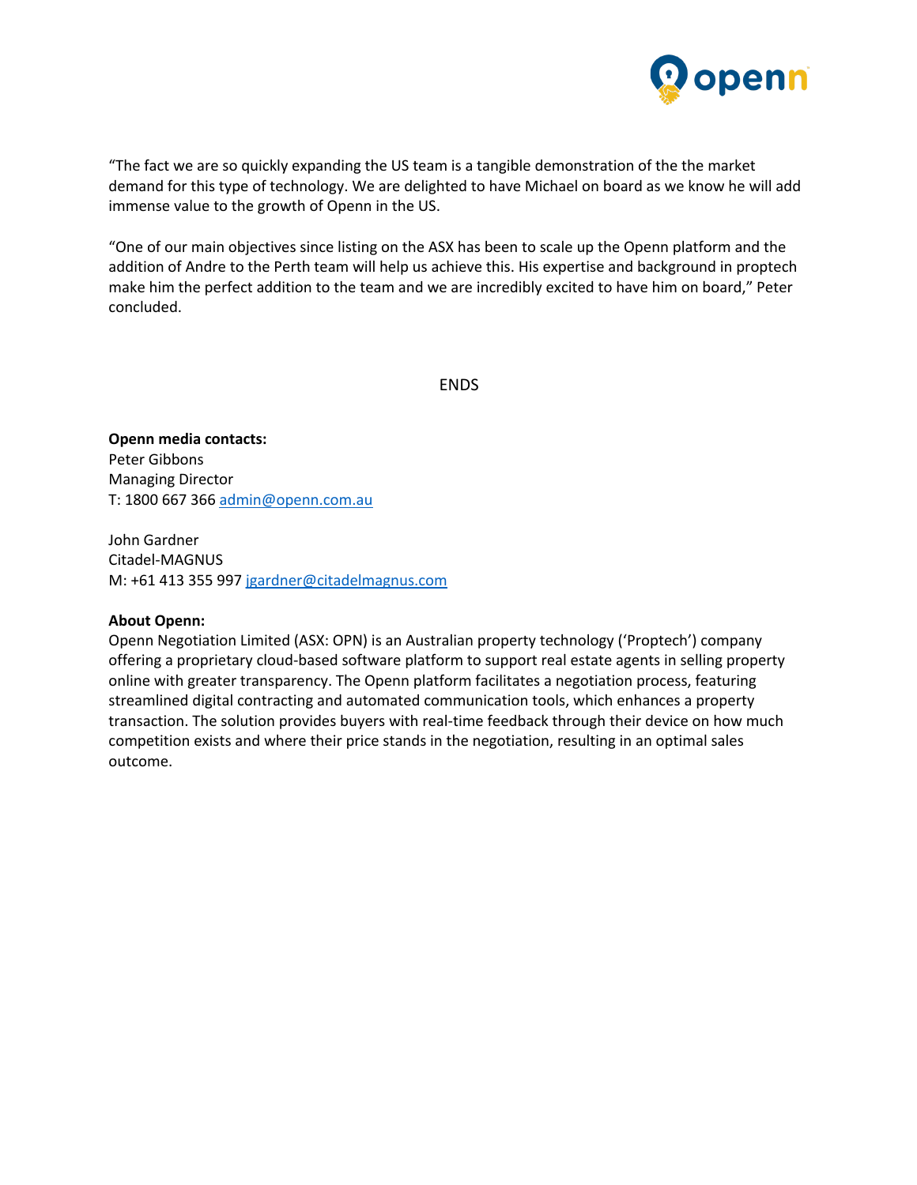"The fact we are so quickly expanding the US team is a tangible demonstration of the the market demand for this type of technology. We are delighted to have Michael on board as we know he will add immense value to the growth of Openn in the US.

"One of our main objectives since listing on the ASX has been to scale up the Openn platform and the addition of Andre to the Perth team will help us achieve this. His expertise and background in proptech make him the perfect addition to the team and we are incredibly excited to have him on board," Peter concluded.

ENDS

**Openn media contacts:**
Peter Gibbons
Managing Director
T: 1800 667 366 admin@openn.com.au

John Gardner
Citadel-MAGNUS
M: +61 413 355 997 jgardner@citadelmagnus.com

**About Openn:**
Openn Negotiation Limited (ASX: OPN) is an Australian property technology ('Proptech') company offering a proprietary cloud-based software platform to support real estate agents in selling property online with greater transparency. The Openn platform facilitates a negotiation process, featuring streamlined digital contracting and automated communication tools, which enhances a property transaction. The solution provides buyers with real-time feedback through their device on how much competition exists and where their price stands in the negotiation, resulting in an optimal sales outcome.